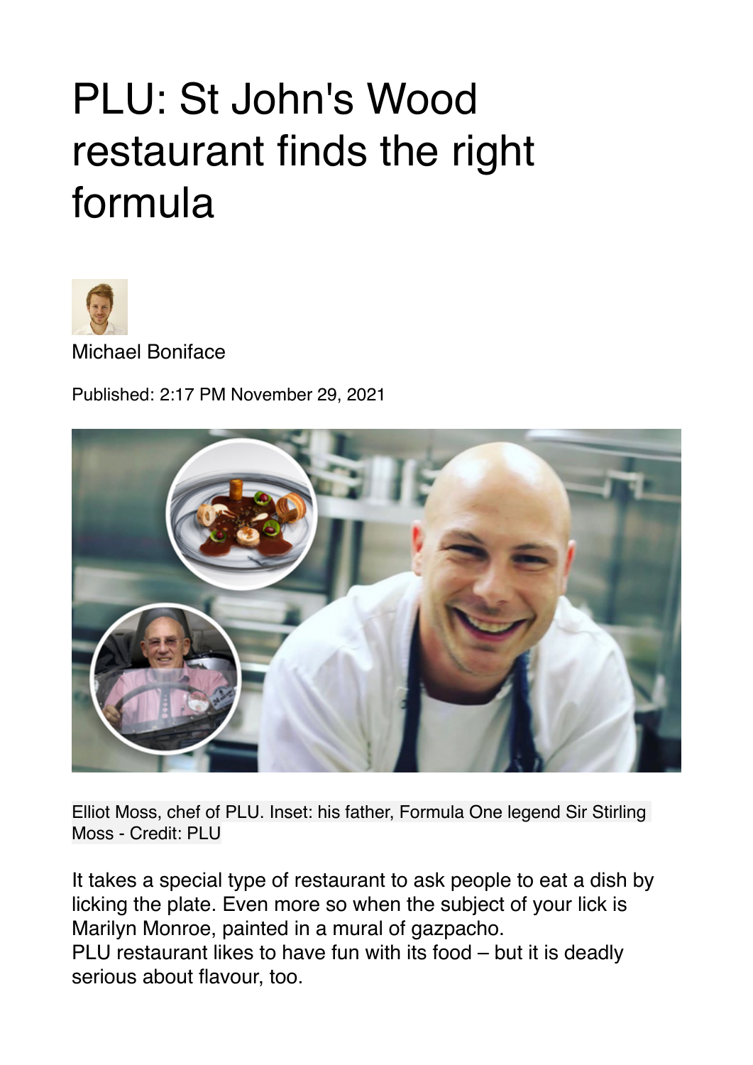# PLU: St John's Wood restaurant finds the right formula

Michael Boniface

Published: 2:17 PM November 29, 2021

Elliot Moss, chef of PLU. Inset: his father, Formula One legend Sir Stirling Moss - Credit: PLU

It takes a special type of restaurant to ask people to eat a dish by licking the plate. Even more so when the subject of your lick is Marilyn Monroe, painted in a mural of gazpacho.
PLU restaurant likes to have fun with its food – but it is deadly serious about flavour, too.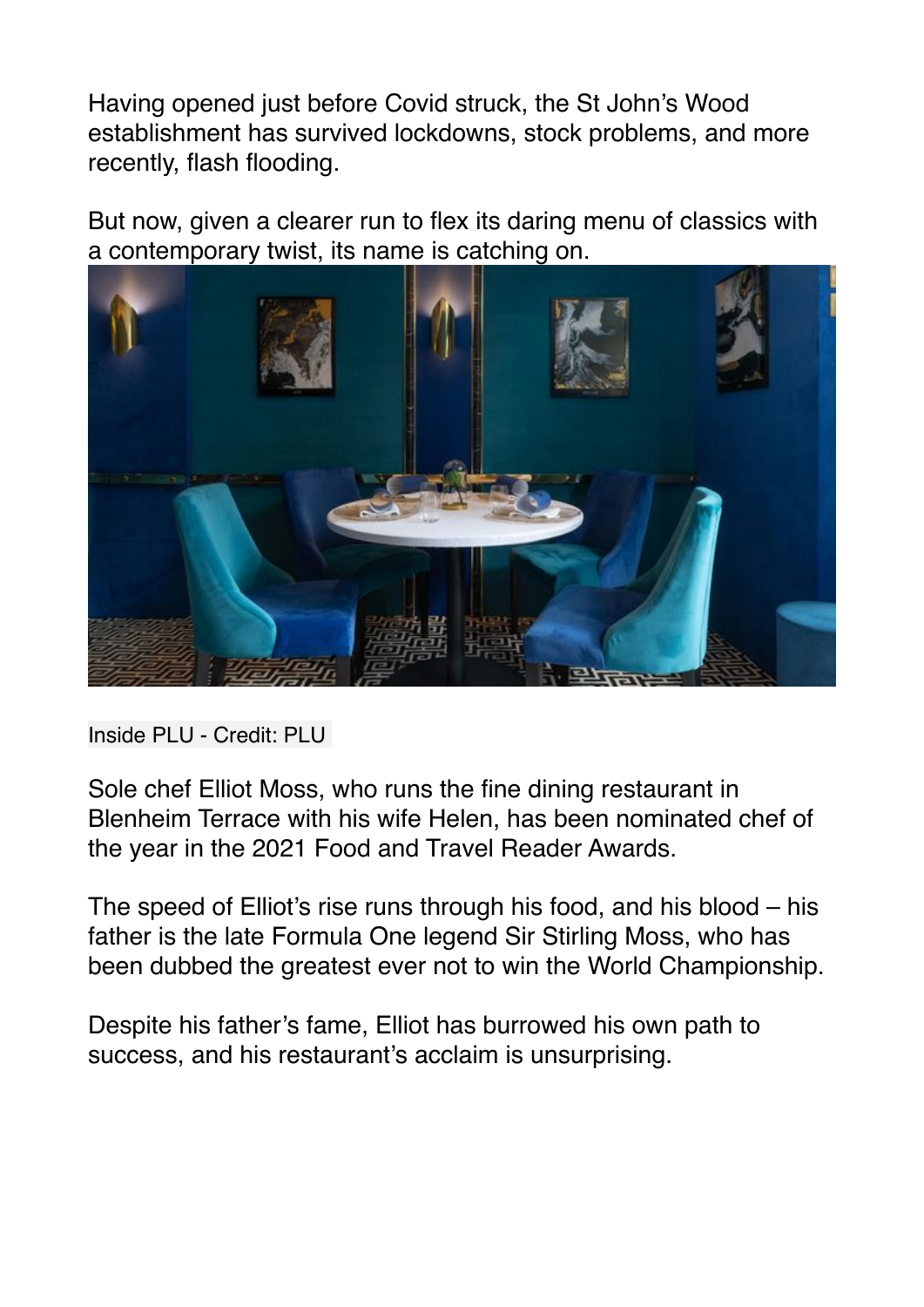Having opened just before Covid struck, the St John's Wood establishment has survived lockdowns, stock problems, and more recently, flash flooding.

But now, given a clearer run to flex its daring menu of classics with a contemporary twist, its name is catching on.

Inside PLU - Credit: PLU

Sole chef Elliot Moss, who runs the fine dining restaurant in Blenheim Terrace with his wife Helen, has been nominated chef of the year in the 2021 Food and Travel Reader Awards.

The speed of Elliot's rise runs through his food, and his blood – his father is the late Formula One legend Sir Stirling Moss, who has been dubbed the greatest ever not to win the World Championship.

Despite his father's fame, Elliot has burrowed his own path to success, and his restaurant's acclaim is unsurprising.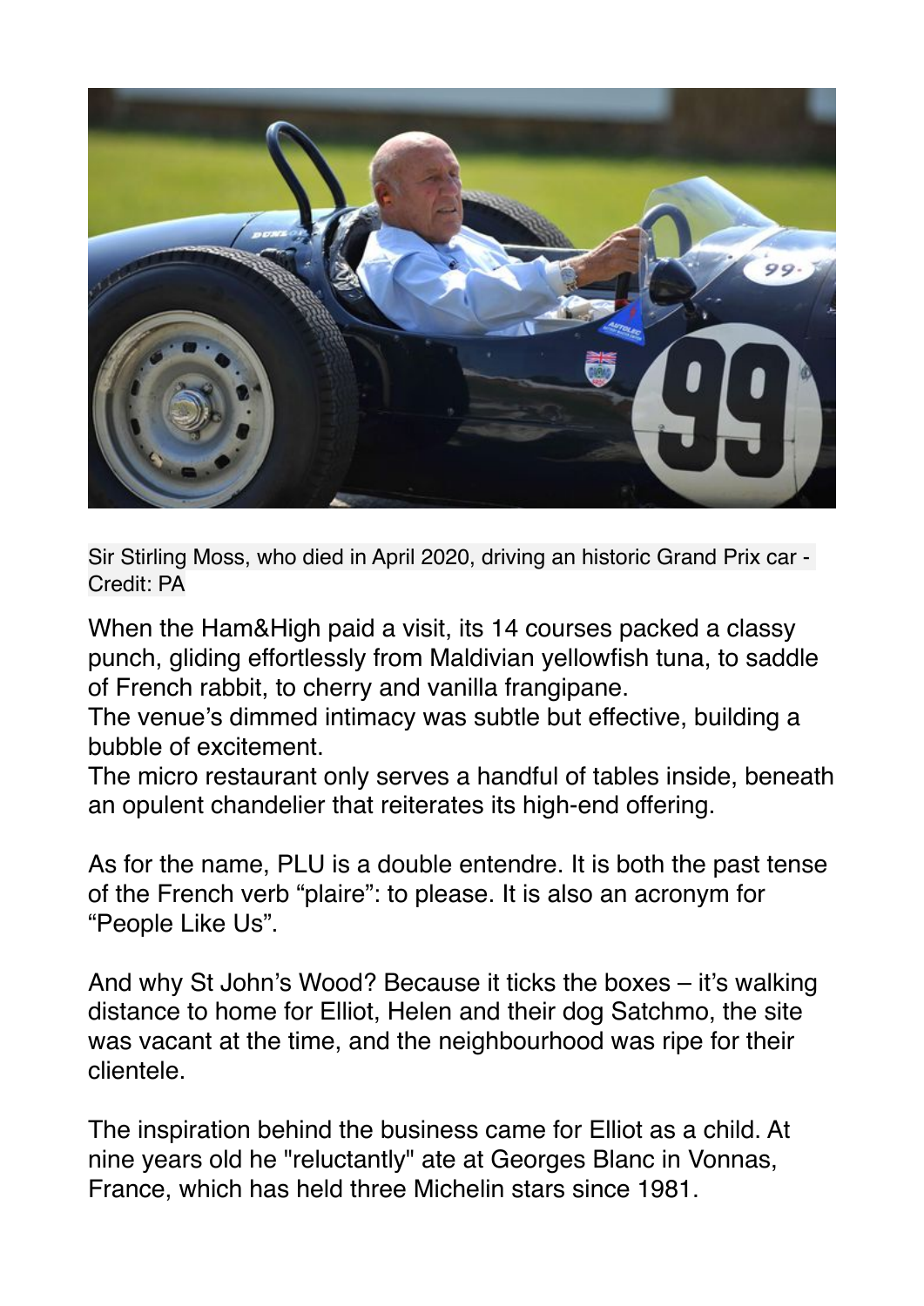Sir Stirling Moss, who died in April 2020, driving an historic Grand Prix car - Credit: PA

When the Ham&High paid a visit, its 14 courses packed a classy punch, gliding effortlessly from Maldivian yellowfish tuna, to saddle of French rabbit, to cherry and vanilla frangipane.
The venue's dimmed intimacy was subtle but effective, building a bubble of excitement.
The micro restaurant only serves a handful of tables inside, beneath an opulent chandelier that reiterates its high-end offering.

As for the name, PLU is a double entendre. It is both the past tense of the French verb "plaire": to please. It is also an acronym for "People Like Us".

And why St John's Wood? Because it ticks the boxes – it's walking distance to home for Elliot, Helen and their dog Satchmo, the site was vacant at the time, and the neighbourhood was ripe for their clientele.

The inspiration behind the business came for Elliot as a child. At nine years old he "reluctantly" ate at Georges Blanc in Vonnas, France, which has held three Michelin stars since 1981.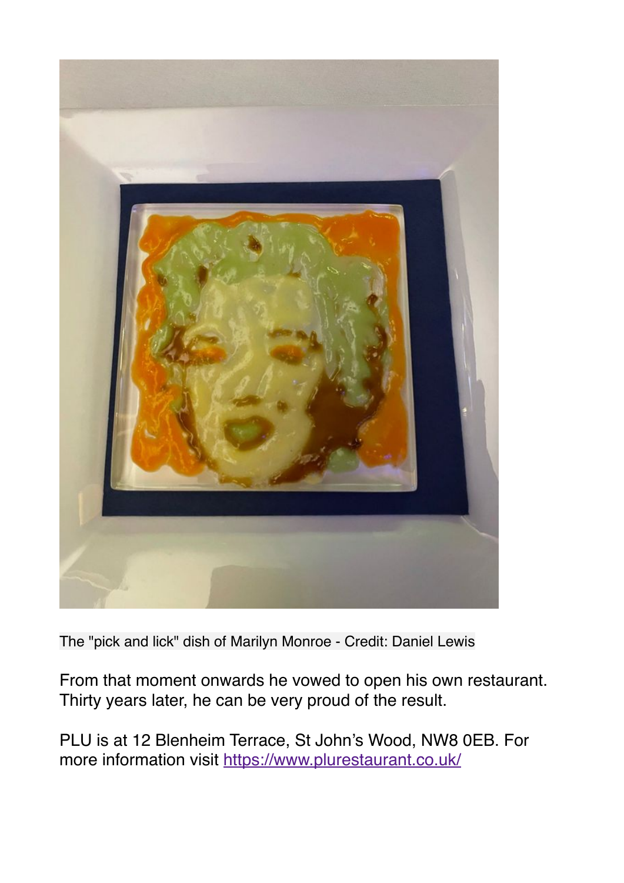The "pick and lick" dish of Marilyn Monroe - Credit: Daniel Lewis

From that moment onwards he vowed to open his own restaurant. Thirty years later, he can be very proud of the result.

PLU is at 12 Blenheim Terrace, St John's Wood, NW8 0EB. For more information visit [https://www.plurestaurant.co.uk/](https://www.plurestaurant.co.uk/)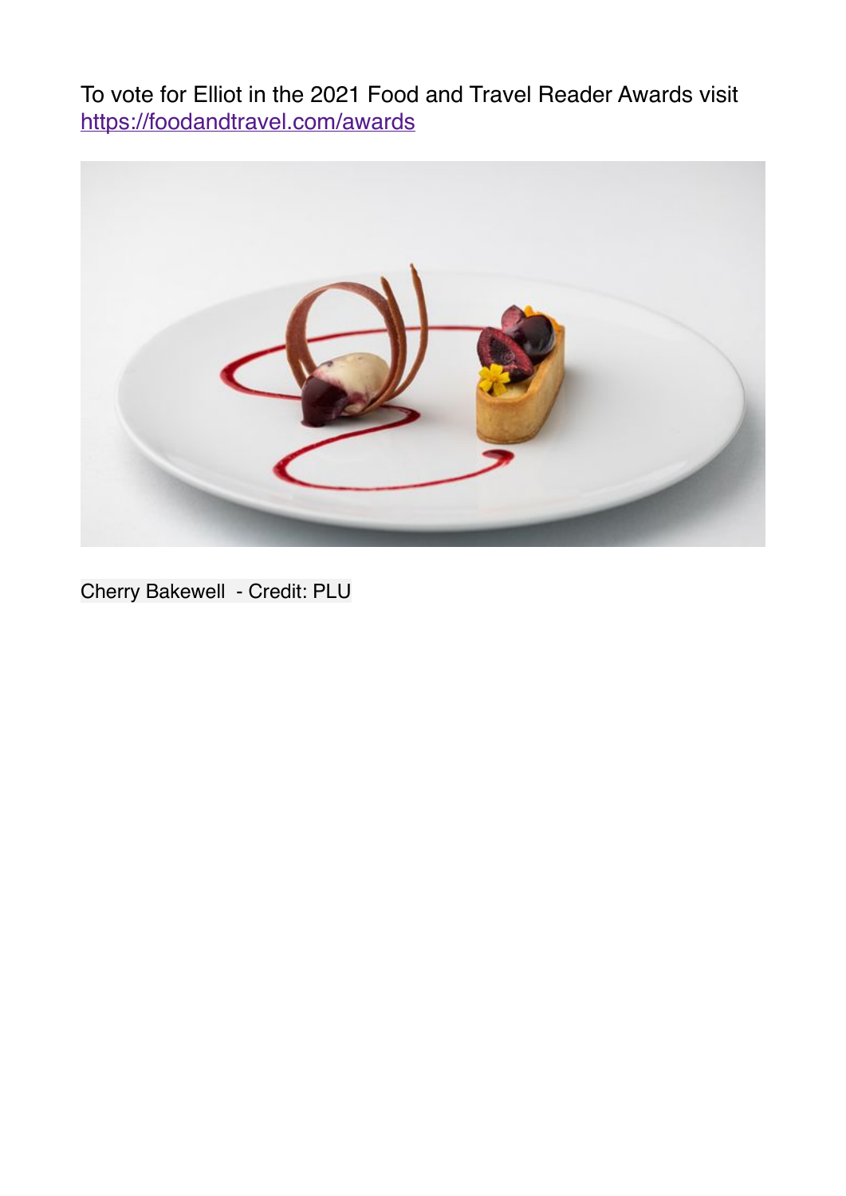To vote for Elliot in the 2021 Food and Travel Reader Awards visit [https://foodandtravel.com/awards](https://foodandtravel.com/awards)

Cherry Bakewell - Credit: PLU